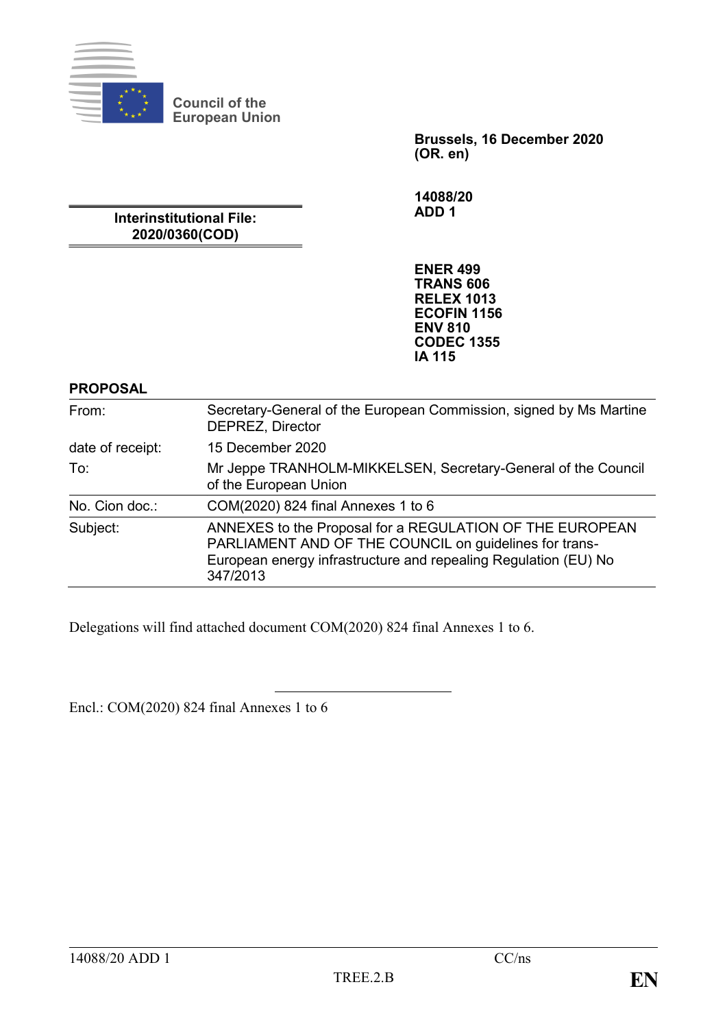Council of the European Union

**Brussels, 16 December 2020**
**(OR. en)**

**14088/20**
**ADD 1**

**Interinstitutional File:**
**2020/0360(COD)**

**ENER 499**
**TRANS 606**
**RELEX 1013**
**ECOFIN 1156**
**ENV 810**
**CODEC 1355**
**IA 115**

**PROPOSAL**

| | |
|---|---|
| From: | Secretary-General of the European Commission, signed by Ms Martine DEPREZ, Director |
| date of receipt: | 15 December 2020 |
| To: | Mr Jeppe TRANHOLM-MIKKELSEN, Secretary-General of the Council of the European Union |
| No. Cion doc.: | COM(2020) 824 final Annexes 1 to 6 |
| Subject: | ANNEXES to the Proposal for a REGULATION OF THE EUROPEAN PARLIAMENT AND OF THE COUNCIL on guidelines for trans-European energy infrastructure and repealing Regulation (EU) No 347/2013 |

Delegations will find attached document COM(2020) 824 final Annexes 1 to 6.

---

Encl.: COM(2020) 824 final Annexes 1 to 6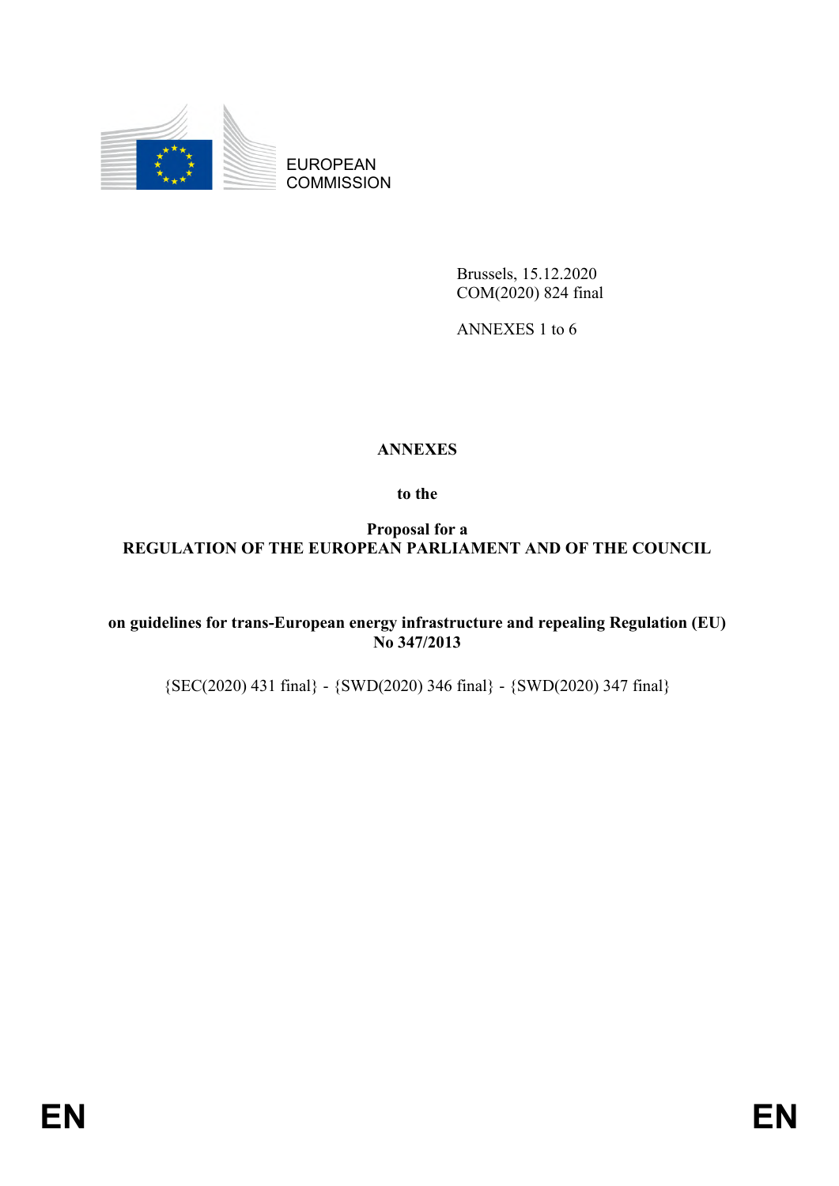EUROPEAN COMMISSION

Brussels, 15.12.2020
COM(2020) 824 final

ANNEXES 1 to 6

**ANNEXES**

**to the**

**Proposal for a**
**REGULATION OF THE EUROPEAN PARLIAMENT AND OF THE COUNCIL**

**on guidelines for trans-European energy infrastructure and repealing Regulation (EU) No 347/2013**

{SEC(2020) 431 final} - {SWD(2020) 346 final} - {SWD(2020) 347 final}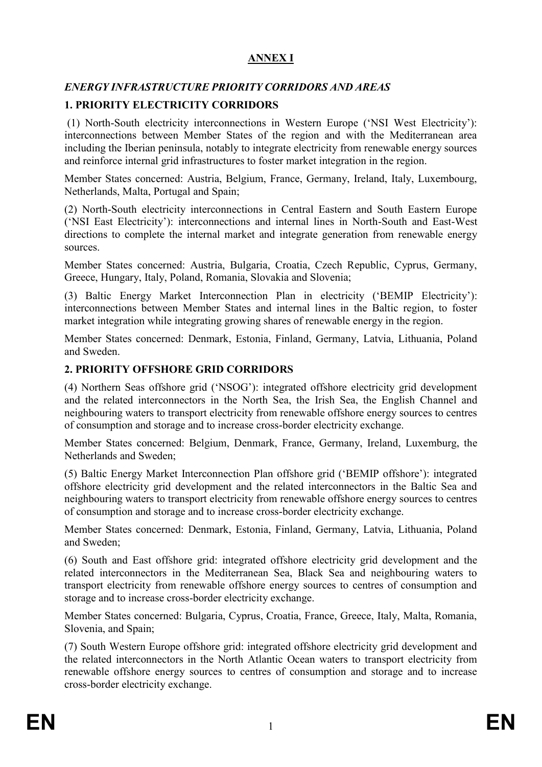## ANNEX I

### *ENERGY INFRASTRUCTURE PRIORITY CORRIDORS AND AREAS*

### 1. PRIORITY ELECTRICITY CORRIDORS

(1) North-South electricity interconnections in Western Europe ('NSI West Electricity'): interconnections between Member States of the region and with the Mediterranean area including the Iberian peninsula, notably to integrate electricity from renewable energy sources and reinforce internal grid infrastructures to foster market integration in the region.

Member States concerned: Austria, Belgium, France, Germany, Ireland, Italy, Luxembourg, Netherlands, Malta, Portugal and Spain;

(2) North-South electricity interconnections in Central Eastern and South Eastern Europe ('NSI East Electricity'): interconnections and internal lines in North-South and East-West directions to complete the internal market and integrate generation from renewable energy sources.

Member States concerned: Austria, Bulgaria, Croatia, Czech Republic, Cyprus, Germany, Greece, Hungary, Italy, Poland, Romania, Slovakia and Slovenia;

(3) Baltic Energy Market Interconnection Plan in electricity ('BEMIP Electricity'): interconnections between Member States and internal lines in the Baltic region, to foster market integration while integrating growing shares of renewable energy in the region.

Member States concerned: Denmark, Estonia, Finland, Germany, Latvia, Lithuania, Poland and Sweden.

### 2. PRIORITY OFFSHORE GRID CORRIDORS

(4) Northern Seas offshore grid ('NSOG'): integrated offshore electricity grid development and the related interconnectors in the North Sea, the Irish Sea, the English Channel and neighbouring waters to transport electricity from renewable offshore energy sources to centres of consumption and storage and to increase cross-border electricity exchange.

Member States concerned: Belgium, Denmark, France, Germany, Ireland, Luxemburg, the Netherlands and Sweden;

(5) Baltic Energy Market Interconnection Plan offshore grid ('BEMIP offshore'): integrated offshore electricity grid development and the related interconnectors in the Baltic Sea and neighbouring waters to transport electricity from renewable offshore energy sources to centres of consumption and storage and to increase cross-border electricity exchange.

Member States concerned: Denmark, Estonia, Finland, Germany, Latvia, Lithuania, Poland and Sweden;

(6) South and East offshore grid: integrated offshore electricity grid development and the related interconnectors in the Mediterranean Sea, Black Sea and neighbouring waters to transport electricity from renewable offshore energy sources to centres of consumption and storage and to increase cross-border electricity exchange.

Member States concerned: Bulgaria, Cyprus, Croatia, France, Greece, Italy, Malta, Romania, Slovenia, and Spain;

(7) South Western Europe offshore grid: integrated offshore electricity grid development and the related interconnectors in the North Atlantic Ocean waters to transport electricity from renewable offshore energy sources to centres of consumption and storage and to increase cross-border electricity exchange.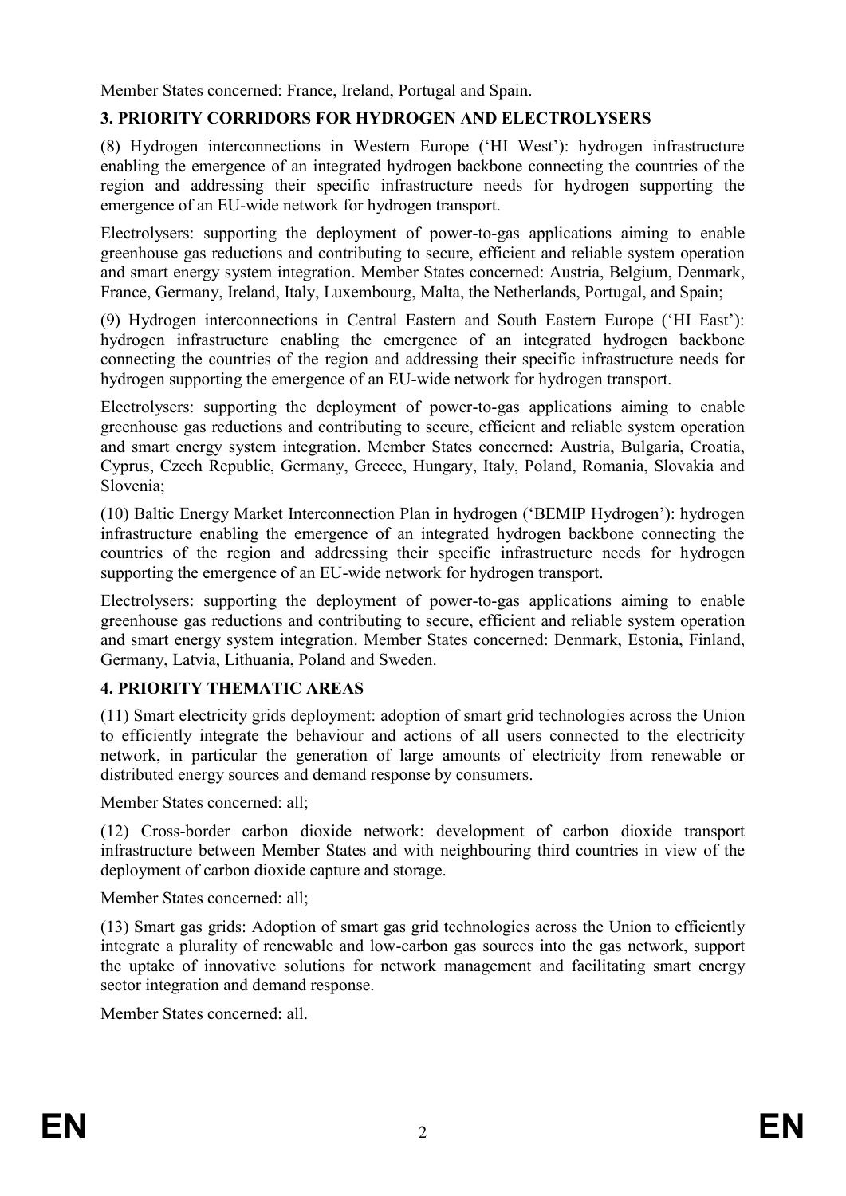Member States concerned: France, Ireland, Portugal and Spain.

## 3. PRIORITY CORRIDORS FOR HYDROGEN AND ELECTROLYSERS

(8) Hydrogen interconnections in Western Europe ('HI West'): hydrogen infrastructure enabling the emergence of an integrated hydrogen backbone connecting the countries of the region and addressing their specific infrastructure needs for hydrogen supporting the emergence of an EU-wide network for hydrogen transport.

Electrolysers: supporting the deployment of power-to-gas applications aiming to enable greenhouse gas reductions and contributing to secure, efficient and reliable system operation and smart energy system integration. Member States concerned: Austria, Belgium, Denmark, France, Germany, Ireland, Italy, Luxembourg, Malta, the Netherlands, Portugal, and Spain;

(9) Hydrogen interconnections in Central Eastern and South Eastern Europe ('HI East'): hydrogen infrastructure enabling the emergence of an integrated hydrogen backbone connecting the countries of the region and addressing their specific infrastructure needs for hydrogen supporting the emergence of an EU-wide network for hydrogen transport.

Electrolysers: supporting the deployment of power-to-gas applications aiming to enable greenhouse gas reductions and contributing to secure, efficient and reliable system operation and smart energy system integration. Member States concerned: Austria, Bulgaria, Croatia, Cyprus, Czech Republic, Germany, Greece, Hungary, Italy, Poland, Romania, Slovakia and Slovenia;

(10) Baltic Energy Market Interconnection Plan in hydrogen ('BEMIP Hydrogen'): hydrogen infrastructure enabling the emergence of an integrated hydrogen backbone connecting the countries of the region and addressing their specific infrastructure needs for hydrogen supporting the emergence of an EU-wide network for hydrogen transport.

Electrolysers: supporting the deployment of power-to-gas applications aiming to enable greenhouse gas reductions and contributing to secure, efficient and reliable system operation and smart energy system integration. Member States concerned: Denmark, Estonia, Finland, Germany, Latvia, Lithuania, Poland and Sweden.

## 4. PRIORITY THEMATIC AREAS

(11) Smart electricity grids deployment: adoption of smart grid technologies across the Union to efficiently integrate the behaviour and actions of all users connected to the electricity network, in particular the generation of large amounts of electricity from renewable or distributed energy sources and demand response by consumers.

Member States concerned: all;

(12) Cross-border carbon dioxide network: development of carbon dioxide transport infrastructure between Member States and with neighbouring third countries in view of the deployment of carbon dioxide capture and storage.

Member States concerned: all;

(13) Smart gas grids: Adoption of smart gas grid technologies across the Union to efficiently integrate a plurality of renewable and low-carbon gas sources into the gas network, support the uptake of innovative solutions for network management and facilitating smart energy sector integration and demand response.

Member States concerned: all.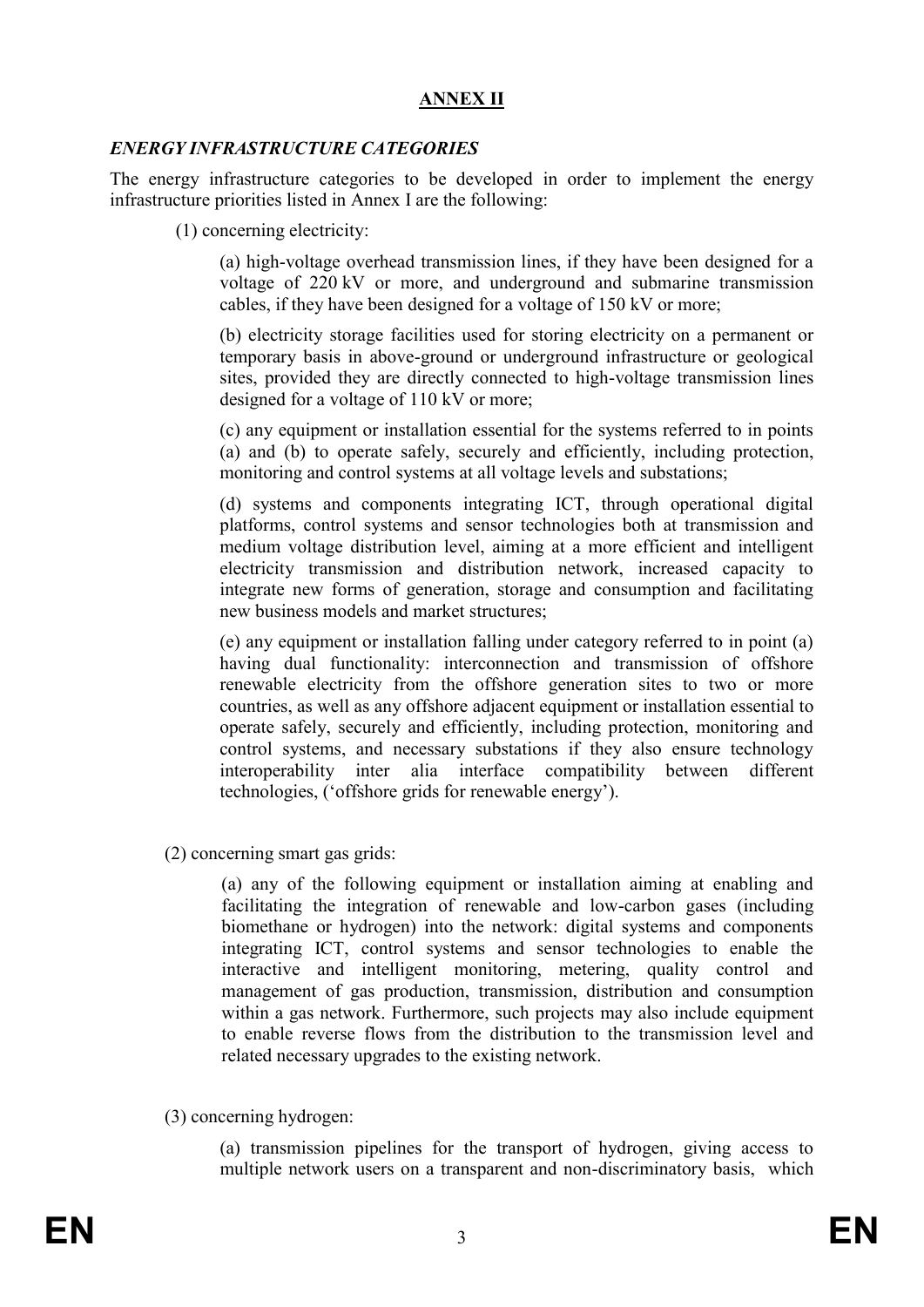## ANNEX II

### *ENERGY INFRASTRUCTURE CATEGORIES*

The energy infrastructure categories to be developed in order to implement the energy infrastructure priorities listed in Annex I are the following:

(1) concerning electricity:

(a) high-voltage overhead transmission lines, if they have been designed for a voltage of 220 kV or more, and underground and submarine transmission cables, if they have been designed for a voltage of 150 kV or more;

(b) electricity storage facilities used for storing electricity on a permanent or temporary basis in above-ground or underground infrastructure or geological sites, provided they are directly connected to high-voltage transmission lines designed for a voltage of 110 kV or more;

(c) any equipment or installation essential for the systems referred to in points (a) and (b) to operate safely, securely and efficiently, including protection, monitoring and control systems at all voltage levels and substations;

(d) systems and components integrating ICT, through operational digital platforms, control systems and sensor technologies both at transmission and medium voltage distribution level, aiming at a more efficient and intelligent electricity transmission and distribution network, increased capacity to integrate new forms of generation, storage and consumption and facilitating new business models and market structures;

(e) any equipment or installation falling under category referred to in point (a) having dual functionality: interconnection and transmission of offshore renewable electricity from the offshore generation sites to two or more countries, as well as any offshore adjacent equipment or installation essential to operate safely, securely and efficiently, including protection, monitoring and control systems, and necessary substations if they also ensure technology interoperability inter alia interface compatibility between different technologies, ('offshore grids for renewable energy').

(2) concerning smart gas grids:

(a) any of the following equipment or installation aiming at enabling and facilitating the integration of renewable and low-carbon gases (including biomethane or hydrogen) into the network: digital systems and components integrating ICT, control systems and sensor technologies to enable the interactive and intelligent monitoring, metering, quality control and management of gas production, transmission, distribution and consumption within a gas network. Furthermore, such projects may also include equipment to enable reverse flows from the distribution to the transmission level and related necessary upgrades to the existing network.

(3) concerning hydrogen:

(a) transmission pipelines for the transport of hydrogen, giving access to multiple network users on a transparent and non-discriminatory basis, which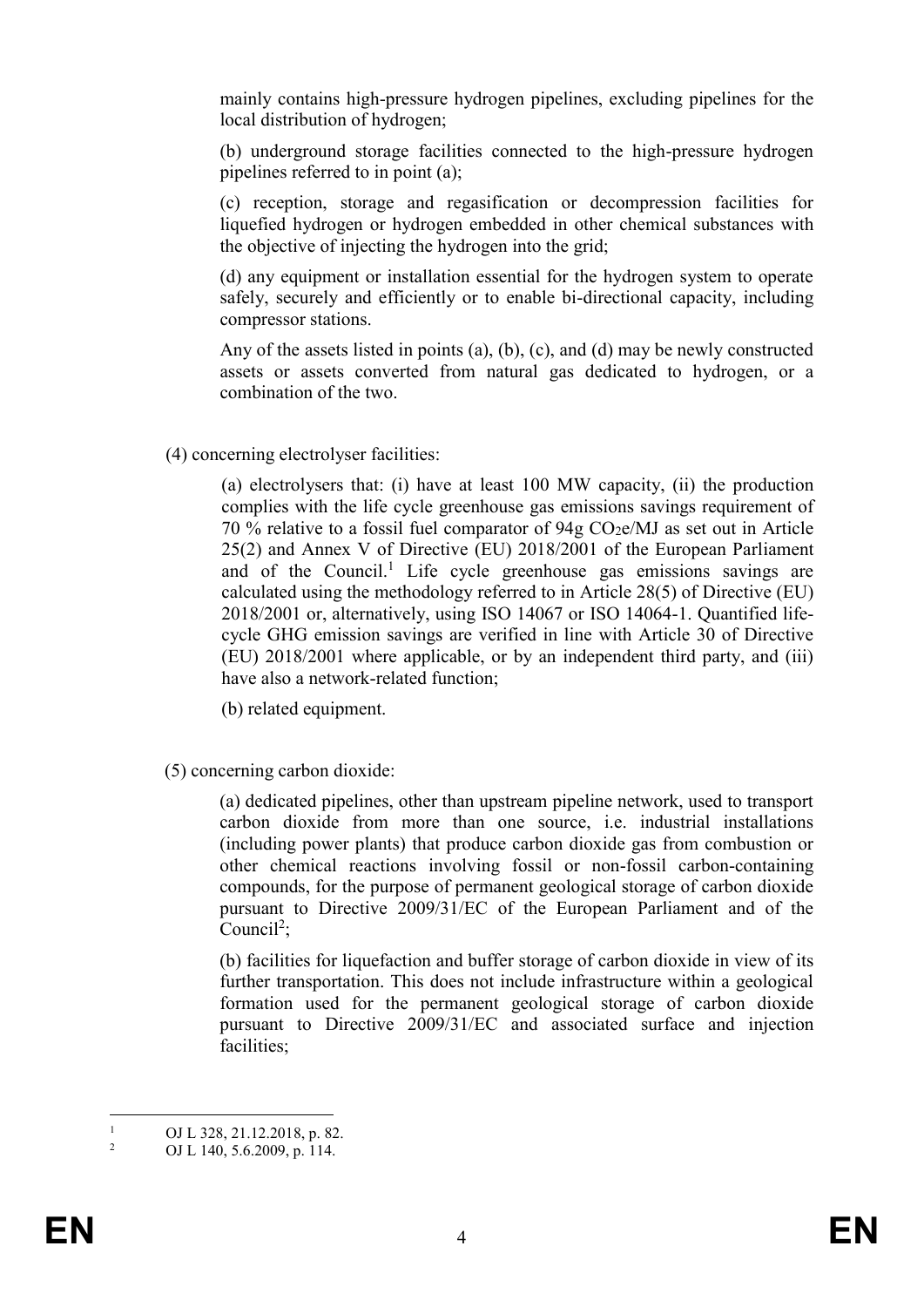mainly contains high-pressure hydrogen pipelines, excluding pipelines for the local distribution of hydrogen;

(b) underground storage facilities connected to the high-pressure hydrogen pipelines referred to in point (a);

(c) reception, storage and regasification or decompression facilities for liquefied hydrogen or hydrogen embedded in other chemical substances with the objective of injecting the hydrogen into the grid;

(d) any equipment or installation essential for the hydrogen system to operate safely, securely and efficiently or to enable bi-directional capacity, including compressor stations.

Any of the assets listed in points (a), (b), (c), and (d) may be newly constructed assets or assets converted from natural gas dedicated to hydrogen, or a combination of the two.

(4) concerning electrolyser facilities:

(a) electrolysers that: (i) have at least 100 MW capacity, (ii) the production complies with the life cycle greenhouse gas emissions savings requirement of 70 % relative to a fossil fuel comparator of 94g $CO_2e$/MJ as set out in Article 25(2) and Annex V of Directive (EU) 2018/2001 of the European Parliament and of the Council.[1] Life cycle greenhouse gas emissions savings are calculated using the methodology referred to in Article 28(5) of Directive (EU) 2018/2001 or, alternatively, using ISO 14067 or ISO 14064-1. Quantified life-cycle GHG emission savings are verified in line with Article 30 of Directive (EU) 2018/2001 where applicable, or by an independent third party, and (iii) have also a network-related function;

(b) related equipment.

(5) concerning carbon dioxide:

(a) dedicated pipelines, other than upstream pipeline network, used to transport carbon dioxide from more than one source, i.e. industrial installations (including power plants) that produce carbon dioxide gas from combustion or other chemical reactions involving fossil or non-fossil carbon-containing compounds, for the purpose of permanent geological storage of carbon dioxide pursuant to Directive 2009/31/EC of the European Parliament and of the Council[2];

(b) facilities for liquefaction and buffer storage of carbon dioxide in view of its further transportation. This does not include infrastructure within a geological formation used for the permanent geological storage of carbon dioxide pursuant to Directive 2009/31/EC and associated surface and injection facilities;

---

[1] OJ L 328, 21.12.2018, p. 82.

[2] OJ L 140, 5.6.2009, p. 114.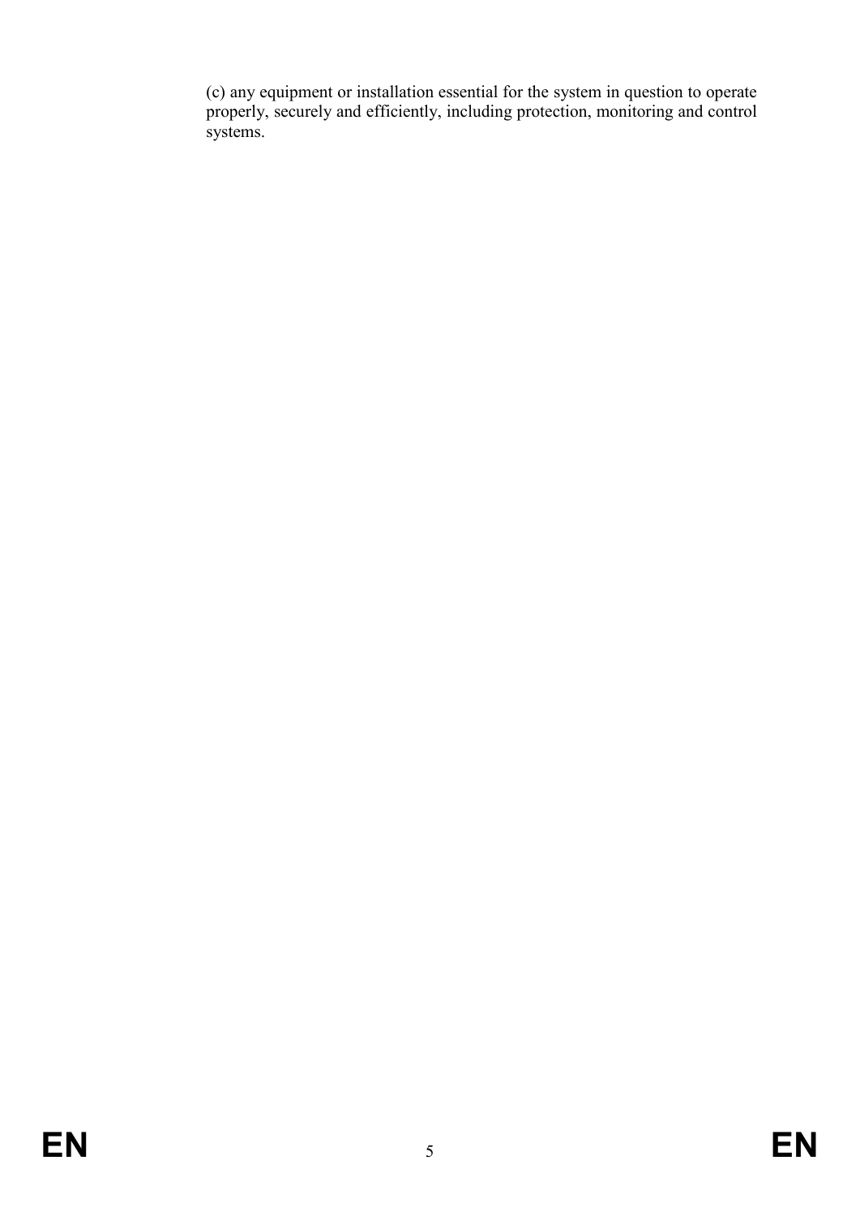(c) any equipment or installation essential for the system in question to operate properly, securely and efficiently, including protection, monitoring and control systems.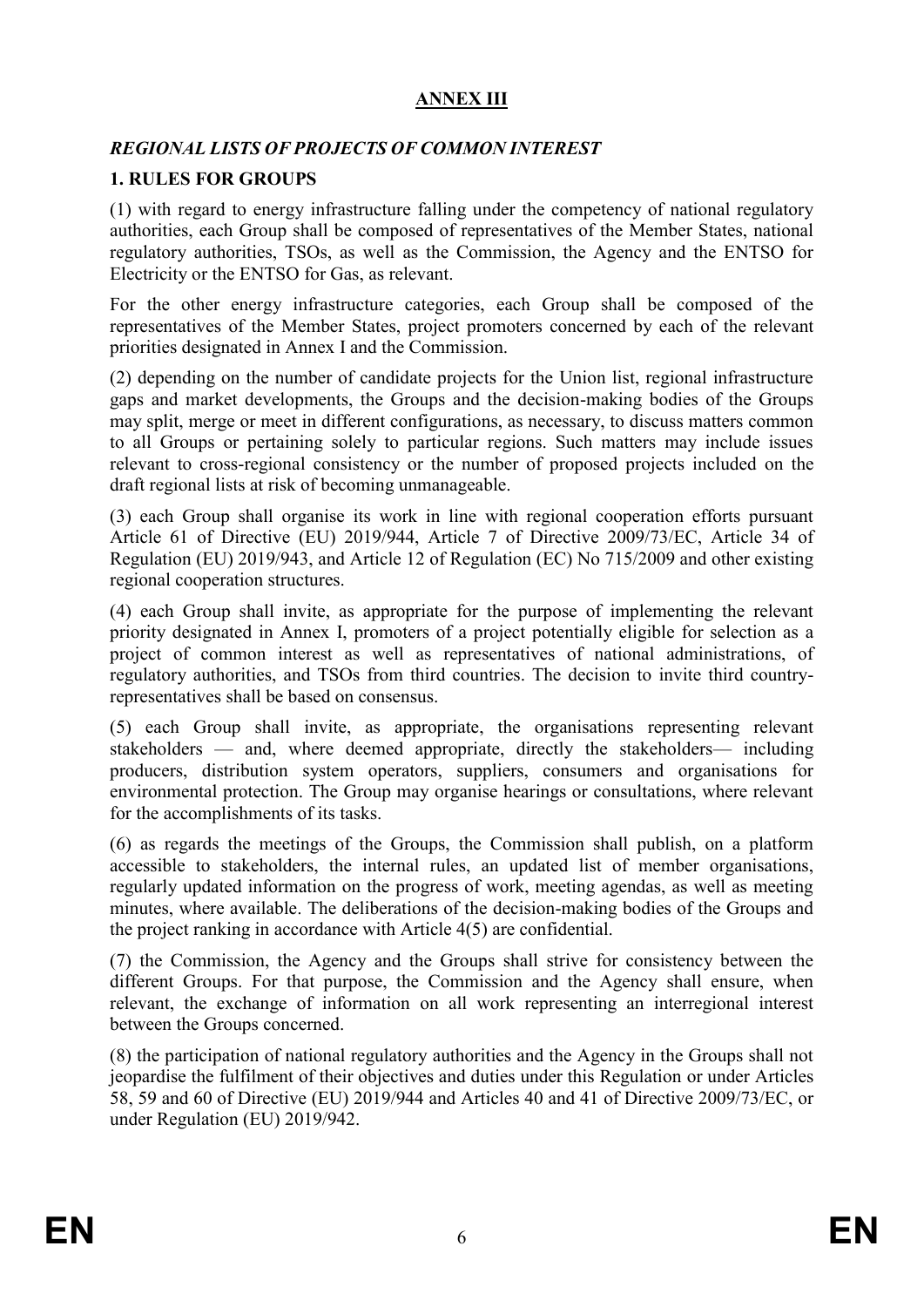**ANNEX III**

***REGIONAL LISTS OF PROJECTS OF COMMON INTEREST***

**1. RULES FOR GROUPS**

(1) with regard to energy infrastructure falling under the competency of national regulatory authorities, each Group shall be composed of representatives of the Member States, national regulatory authorities, TSOs, as well as the Commission, the Agency and the ENTSO for Electricity or the ENTSO for Gas, as relevant.

For the other energy infrastructure categories, each Group shall be composed of the representatives of the Member States, project promoters concerned by each of the relevant priorities designated in Annex I and the Commission.

(2) depending on the number of candidate projects for the Union list, regional infrastructure gaps and market developments, the Groups and the decision-making bodies of the Groups may split, merge or meet in different configurations, as necessary, to discuss matters common to all Groups or pertaining solely to particular regions. Such matters may include issues relevant to cross-regional consistency or the number of proposed projects included on the draft regional lists at risk of becoming unmanageable.

(3) each Group shall organise its work in line with regional cooperation efforts pursuant Article 61 of Directive (EU) 2019/944, Article 7 of Directive 2009/73/EC, Article 34 of Regulation (EU) 2019/943, and Article 12 of Regulation (EC) No 715/2009 and other existing regional cooperation structures.

(4) each Group shall invite, as appropriate for the purpose of implementing the relevant priority designated in Annex I, promoters of a project potentially eligible for selection as a project of common interest as well as representatives of national administrations, of regulatory authorities, and TSOs from third countries. The decision to invite third country-representatives shall be based on consensus.

(5) each Group shall invite, as appropriate, the organisations representing relevant stakeholders — and, where deemed appropriate, directly the stakeholders— including producers, distribution system operators, suppliers, consumers and organisations for environmental protection. The Group may organise hearings or consultations, where relevant for the accomplishments of its tasks.

(6) as regards the meetings of the Groups, the Commission shall publish, on a platform accessible to stakeholders, the internal rules, an updated list of member organisations, regularly updated information on the progress of work, meeting agendas, as well as meeting minutes, where available. The deliberations of the decision-making bodies of the Groups and the project ranking in accordance with Article 4(5) are confidential.

(7) the Commission, the Agency and the Groups shall strive for consistency between the different Groups. For that purpose, the Commission and the Agency shall ensure, when relevant, the exchange of information on all work representing an interregional interest between the Groups concerned.

(8) the participation of national regulatory authorities and the Agency in the Groups shall not jeopardise the fulfilment of their objectives and duties under this Regulation or under Articles 58, 59 and 60 of Directive (EU) 2019/944 and Articles 40 and 41 of Directive 2009/73/EC, or under Regulation (EU) 2019/942.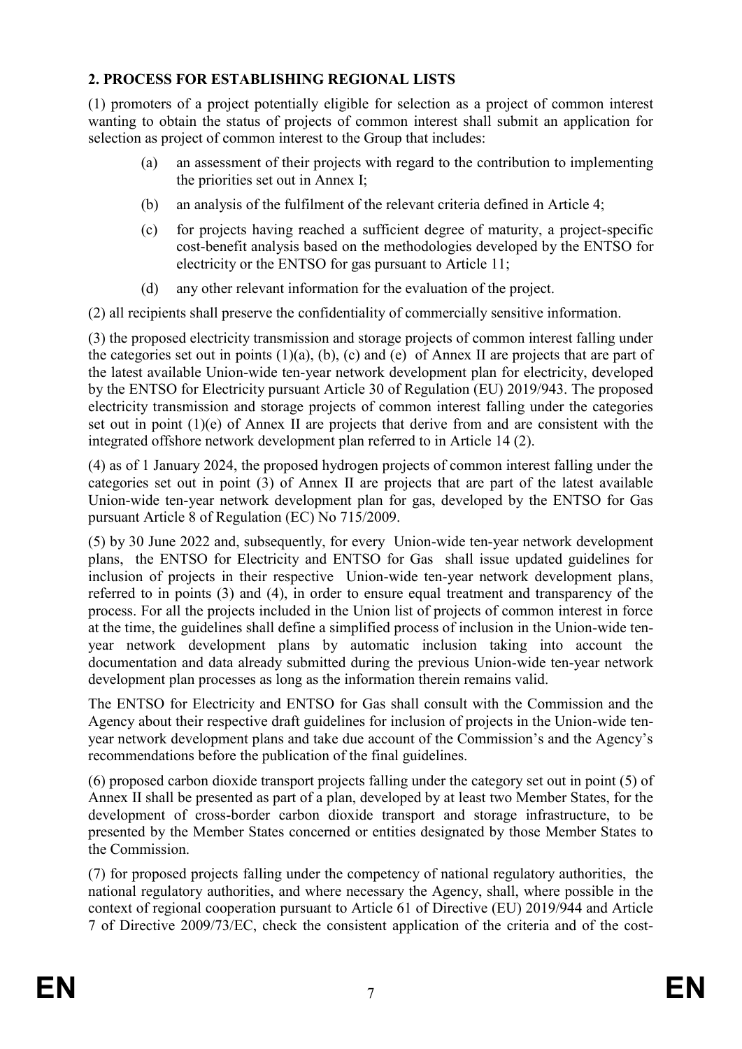## 2. PROCESS FOR ESTABLISHING REGIONAL LISTS

(1) promoters of a project potentially eligible for selection as a project of common interest wanting to obtain the status of projects of common interest shall submit an application for selection as project of common interest to the Group that includes:

- (a) an assessment of their projects with regard to the contribution to implementing the priorities set out in Annex I;
- (b) an analysis of the fulfilment of the relevant criteria defined in Article 4;
- (c) for projects having reached a sufficient degree of maturity, a project-specific cost-benefit analysis based on the methodologies developed by the ENTSO for electricity or the ENTSO for gas pursuant to Article 11;
- (d) any other relevant information for the evaluation of the project.

(2) all recipients shall preserve the confidentiality of commercially sensitive information.

(3) the proposed electricity transmission and storage projects of common interest falling under the categories set out in points (1)(a), (b), (c) and (e) of Annex II are projects that are part of the latest available Union-wide ten-year network development plan for electricity, developed by the ENTSO for Electricity pursuant Article 30 of Regulation (EU) 2019/943. The proposed electricity transmission and storage projects of common interest falling under the categories set out in point (1)(e) of Annex II are projects that derive from and are consistent with the integrated offshore network development plan referred to in Article 14 (2).

(4) as of 1 January 2024, the proposed hydrogen projects of common interest falling under the categories set out in point (3) of Annex II are projects that are part of the latest available Union-wide ten-year network development plan for gas, developed by the ENTSO for Gas pursuant Article 8 of Regulation (EC) No 715/2009.

(5) by 30 June 2022 and, subsequently, for every Union-wide ten-year network development plans, the ENTSO for Electricity and ENTSO for Gas shall issue updated guidelines for inclusion of projects in their respective Union-wide ten-year network development plans, referred to in points (3) and (4), in order to ensure equal treatment and transparency of the process. For all the projects included in the Union list of projects of common interest in force at the time, the guidelines shall define a simplified process of inclusion in the Union-wide ten-year network development plans by automatic inclusion taking into account the documentation and data already submitted during the previous Union-wide ten-year network development plan processes as long as the information therein remains valid.

The ENTSO for Electricity and ENTSO for Gas shall consult with the Commission and the Agency about their respective draft guidelines for inclusion of projects in the Union-wide ten-year network development plans and take due account of the Commission's and the Agency's recommendations before the publication of the final guidelines.

(6) proposed carbon dioxide transport projects falling under the category set out in point (5) of Annex II shall be presented as part of a plan, developed by at least two Member States, for the development of cross-border carbon dioxide transport and storage infrastructure, to be presented by the Member States concerned or entities designated by those Member States to the Commission.

(7) for proposed projects falling under the competency of national regulatory authorities, the national regulatory authorities, and where necessary the Agency, shall, where possible in the context of regional cooperation pursuant to Article 61 of Directive (EU) 2019/944 and Article 7 of Directive 2009/73/EC, check the consistent application of the criteria and of the cost-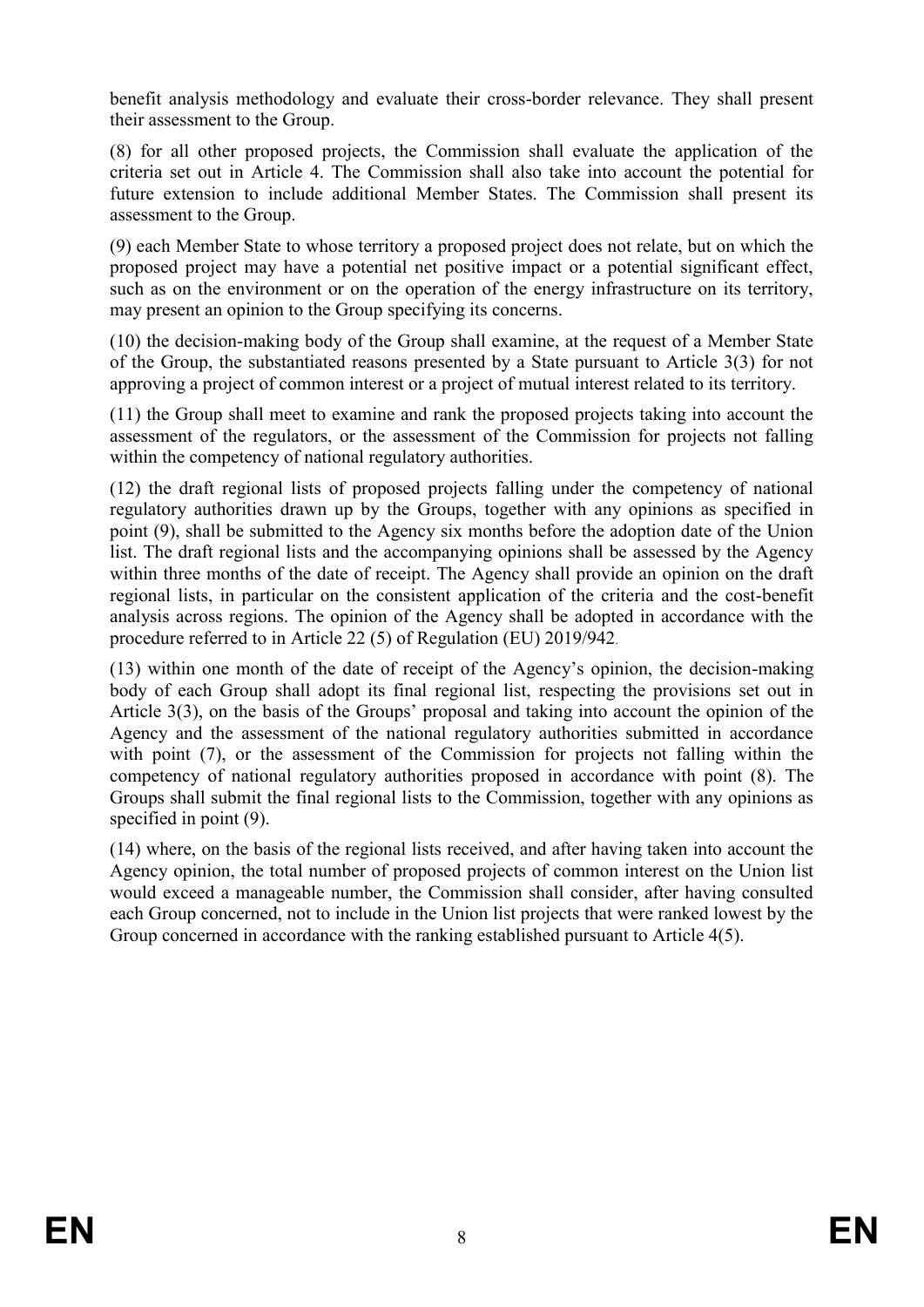benefit analysis methodology and evaluate their cross-border relevance. They shall present their assessment to the Group.

(8) for all other proposed projects, the Commission shall evaluate the application of the criteria set out in Article 4. The Commission shall also take into account the potential for future extension to include additional Member States. The Commission shall present its assessment to the Group.

(9) each Member State to whose territory a proposed project does not relate, but on which the proposed project may have a potential net positive impact or a potential significant effect, such as on the environment or on the operation of the energy infrastructure on its territory, may present an opinion to the Group specifying its concerns.

(10) the decision-making body of the Group shall examine, at the request of a Member State of the Group, the substantiated reasons presented by a State pursuant to Article 3(3) for not approving a project of common interest or a project of mutual interest related to its territory.

(11) the Group shall meet to examine and rank the proposed projects taking into account the assessment of the regulators, or the assessment of the Commission for projects not falling within the competency of national regulatory authorities.

(12) the draft regional lists of proposed projects falling under the competency of national regulatory authorities drawn up by the Groups, together with any opinions as specified in point (9), shall be submitted to the Agency six months before the adoption date of the Union list. The draft regional lists and the accompanying opinions shall be assessed by the Agency within three months of the date of receipt. The Agency shall provide an opinion on the draft regional lists, in particular on the consistent application of the criteria and the cost-benefit analysis across regions. The opinion of the Agency shall be adopted in accordance with the procedure referred to in Article 22 (5) of Regulation (EU) 2019/942.

(13) within one month of the date of receipt of the Agency's opinion, the decision-making body of each Group shall adopt its final regional list, respecting the provisions set out in Article 3(3), on the basis of the Groups' proposal and taking into account the opinion of the Agency and the assessment of the national regulatory authorities submitted in accordance with point (7), or the assessment of the Commission for projects not falling within the competency of national regulatory authorities proposed in accordance with point (8). The Groups shall submit the final regional lists to the Commission, together with any opinions as specified in point (9).

(14) where, on the basis of the regional lists received, and after having taken into account the Agency opinion, the total number of proposed projects of common interest on the Union list would exceed a manageable number, the Commission shall consider, after having consulted each Group concerned, not to include in the Union list projects that were ranked lowest by the Group concerned in accordance with the ranking established pursuant to Article 4(5).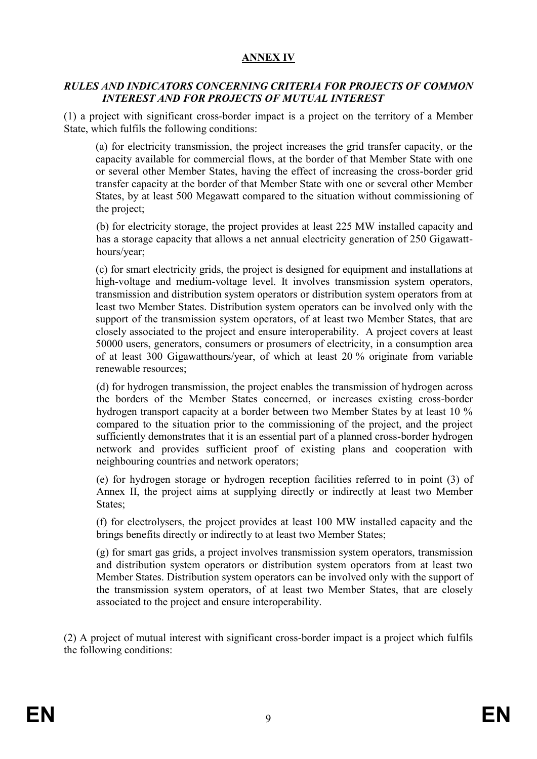## ANNEX IV

***RULES AND INDICATORS CONCERNING CRITERIA FOR PROJECTS OF COMMON INTEREST AND FOR PROJECTS OF MUTUAL INTEREST***

(1) a project with significant cross-border impact is a project on the territory of a Member State, which fulfils the following conditions:

(a) for electricity transmission, the project increases the grid transfer capacity, or the capacity available for commercial flows, at the border of that Member State with one or several other Member States, having the effect of increasing the cross-border grid transfer capacity at the border of that Member State with one or several other Member States, by at least 500 Megawatt compared to the situation without commissioning of the project;

(b) for electricity storage, the project provides at least 225 MW installed capacity and has a storage capacity that allows a net annual electricity generation of 250 Gigawatt-hours/year;

(c) for smart electricity grids, the project is designed for equipment and installations at high-voltage and medium-voltage level. It involves transmission system operators, transmission and distribution system operators or distribution system operators from at least two Member States. Distribution system operators can be involved only with the support of the transmission system operators, of at least two Member States, that are closely associated to the project and ensure interoperability. A project covers at least 50000 users, generators, consumers or prosumers of electricity, in a consumption area of at least 300 Gigawatthours/year, of which at least 20 % originate from variable renewable resources;

(d) for hydrogen transmission, the project enables the transmission of hydrogen across the borders of the Member States concerned, or increases existing cross-border hydrogen transport capacity at a border between two Member States by at least 10 % compared to the situation prior to the commissioning of the project, and the project sufficiently demonstrates that it is an essential part of a planned cross-border hydrogen network and provides sufficient proof of existing plans and cooperation with neighbouring countries and network operators;

(e) for hydrogen storage or hydrogen reception facilities referred to in point (3) of Annex II, the project aims at supplying directly or indirectly at least two Member States;

(f) for electrolysers, the project provides at least 100 MW installed capacity and the brings benefits directly or indirectly to at least two Member States;

(g) for smart gas grids, a project involves transmission system operators, transmission and distribution system operators or distribution system operators from at least two Member States. Distribution system operators can be involved only with the support of the transmission system operators, of at least two Member States, that are closely associated to the project and ensure interoperability.

(2) A project of mutual interest with significant cross-border impact is a project which fulfils the following conditions: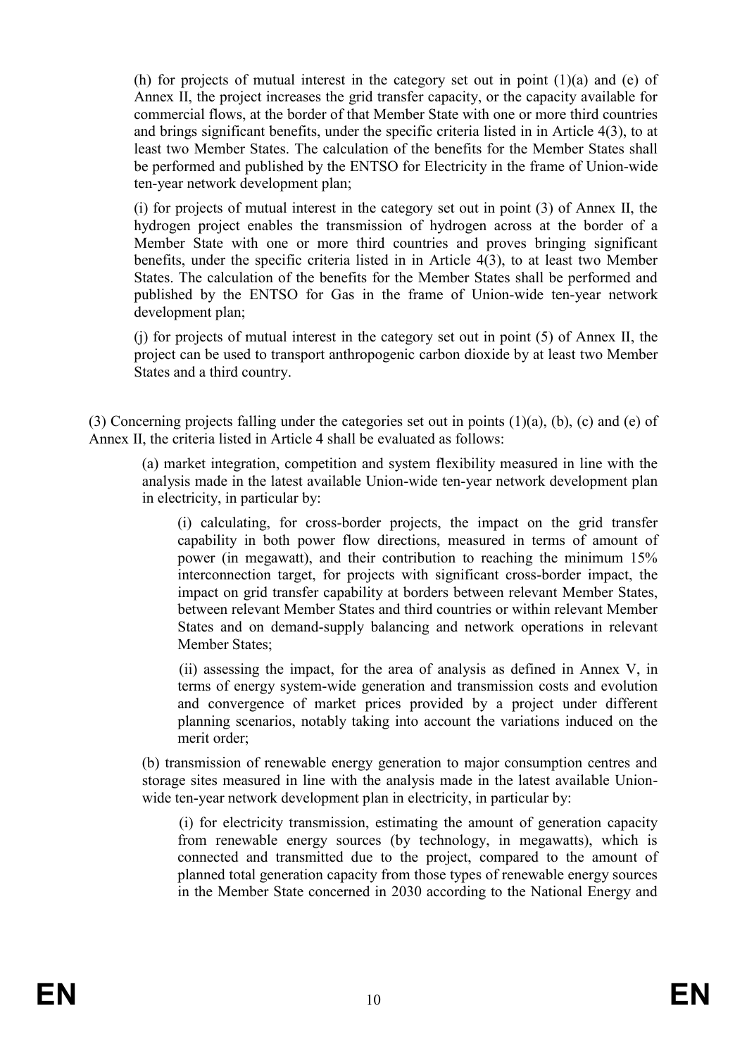(h) for projects of mutual interest in the category set out in point (1)(a) and (e) of Annex II, the project increases the grid transfer capacity, or the capacity available for commercial flows, at the border of that Member State with one or more third countries and brings significant benefits, under the specific criteria listed in in Article 4(3), to at least two Member States. The calculation of the benefits for the Member States shall be performed and published by the ENTSO for Electricity in the frame of Union-wide ten-year network development plan;

(i) for projects of mutual interest in the category set out in point (3) of Annex II, the hydrogen project enables the transmission of hydrogen across at the border of a Member State with one or more third countries and proves bringing significant benefits, under the specific criteria listed in in Article 4(3), to at least two Member States. The calculation of the benefits for the Member States shall be performed and published by the ENTSO for Gas in the frame of Union-wide ten-year network development plan;

(j) for projects of mutual interest in the category set out in point (5) of Annex II, the project can be used to transport anthropogenic carbon dioxide by at least two Member States and a third country.

(3) Concerning projects falling under the categories set out in points (1)(a), (b), (c) and (e) of Annex II, the criteria listed in Article 4 shall be evaluated as follows:

(a) market integration, competition and system flexibility measured in line with the analysis made in the latest available Union-wide ten-year network development plan in electricity, in particular by:

(i) calculating, for cross-border projects, the impact on the grid transfer capability in both power flow directions, measured in terms of amount of power (in megawatt), and their contribution to reaching the minimum 15% interconnection target, for projects with significant cross-border impact, the impact on grid transfer capability at borders between relevant Member States, between relevant Member States and third countries or within relevant Member States and on demand-supply balancing and network operations in relevant Member States;

(ii) assessing the impact, for the area of analysis as defined in Annex V, in terms of energy system-wide generation and transmission costs and evolution and convergence of market prices provided by a project under different planning scenarios, notably taking into account the variations induced on the merit order;

(b) transmission of renewable energy generation to major consumption centres and storage sites measured in line with the analysis made in the latest available Union-wide ten-year network development plan in electricity, in particular by:

(i) for electricity transmission, estimating the amount of generation capacity from renewable energy sources (by technology, in megawatts), which is connected and transmitted due to the project, compared to the amount of planned total generation capacity from those types of renewable energy sources in the Member State concerned in 2030 according to the National Energy and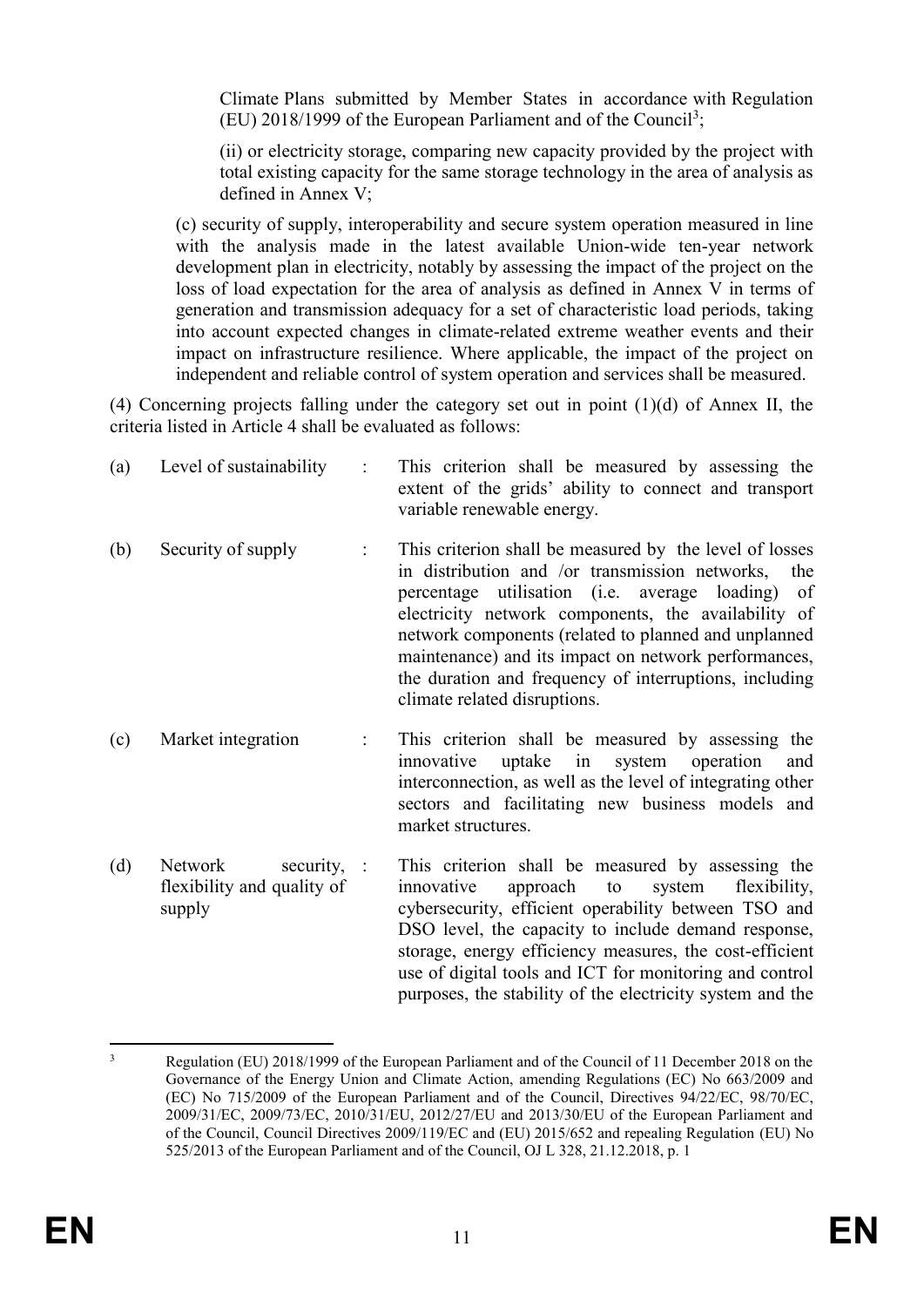Climate Plans submitted by Member States in accordance with Regulation (EU) 2018/1999 of the European Parliament and of the Council[3];

(ii) or electricity storage, comparing new capacity provided by the project with total existing capacity for the same storage technology in the area of analysis as defined in Annex V;

(c) security of supply, interoperability and secure system operation measured in line with the analysis made in the latest available Union-wide ten-year network development plan in electricity, notably by assessing the impact of the project on the loss of load expectation for the area of analysis as defined in Annex V in terms of generation and transmission adequacy for a set of characteristic load periods, taking into account expected changes in climate-related extreme weather events and their impact on infrastructure resilience. Where applicable, the impact of the project on independent and reliable control of system operation and services shall be measured.

(4) Concerning projects falling under the category set out in point (1)(d) of Annex II, the criteria listed in Article 4 shall be evaluated as follows:

| | | | |
|---|---|---|---|
| (a) | Level of sustainability | : | This criterion shall be measured by assessing the extent of the grids' ability to connect and transport variable renewable energy. |
| (b) | Security of supply | : | This criterion shall be measured by the level of losses in distribution and /or transmission networks, the percentage utilisation (i.e. average loading) of electricity network components, the availability of network components (related to planned and unplanned maintenance) and its impact on network performances, the duration and frequency of interruptions, including climate related disruptions. |
| (c) | Market integration | : | This criterion shall be measured by assessing the innovative uptake in system operation and interconnection, as well as the level of integrating other sectors and facilitating new business models and market structures. |
| (d) | Network security, flexibility and quality of supply | : | This criterion shall be measured by assessing the innovative approach to system flexibility, cybersecurity, efficient operability between TSO and DSO level, the capacity to include demand response, storage, energy efficiency measures, the cost-efficient use of digital tools and ICT for monitoring and control purposes, the stability of the electricity system and the |

[3] Regulation (EU) 2018/1999 of the European Parliament and of the Council of 11 December 2018 on the Governance of the Energy Union and Climate Action, amending Regulations (EC) No 663/2009 and (EC) No 715/2009 of the European Parliament and of the Council, Directives 94/22/EC, 98/70/EC, 2009/31/EC, 2009/73/EC, 2010/31/EU, 2012/27/EU and 2013/30/EU of the European Parliament and of the Council, Council Directives 2009/119/EC and (EU) 2015/652 and repealing Regulation (EU) No 525/2013 of the European Parliament and of the Council, OJ L 328, 21.12.2018, p. 1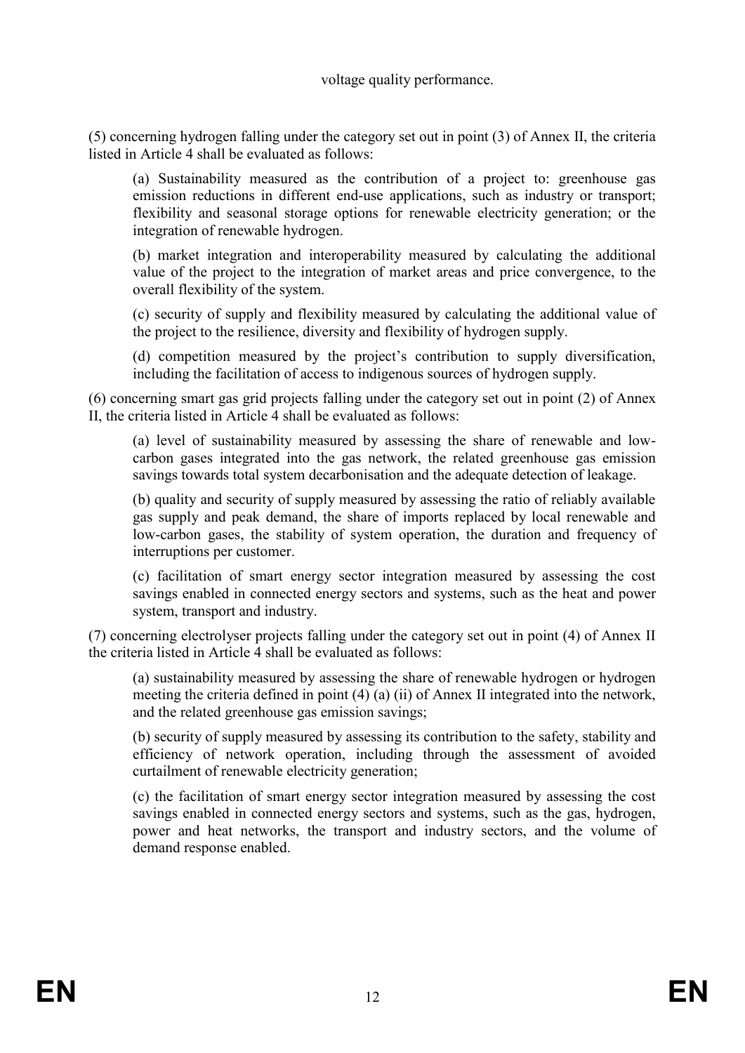voltage quality performance.

(5) concerning hydrogen falling under the category set out in point (3) of Annex II, the criteria listed in Article 4 shall be evaluated as follows:

(a) Sustainability measured as the contribution of a project to: greenhouse gas emission reductions in different end-use applications, such as industry or transport; flexibility and seasonal storage options for renewable electricity generation; or the integration of renewable hydrogen.

(b) market integration and interoperability measured by calculating the additional value of the project to the integration of market areas and price convergence, to the overall flexibility of the system.

(c) security of supply and flexibility measured by calculating the additional value of the project to the resilience, diversity and flexibility of hydrogen supply.

(d) competition measured by the project's contribution to supply diversification, including the facilitation of access to indigenous sources of hydrogen supply.

(6) concerning smart gas grid projects falling under the category set out in point (2) of Annex II, the criteria listed in Article 4 shall be evaluated as follows:

(a) level of sustainability measured by assessing the share of renewable and low-carbon gases integrated into the gas network, the related greenhouse gas emission savings towards total system decarbonisation and the adequate detection of leakage.

(b) quality and security of supply measured by assessing the ratio of reliably available gas supply and peak demand, the share of imports replaced by local renewable and low-carbon gases, the stability of system operation, the duration and frequency of interruptions per customer.

(c) facilitation of smart energy sector integration measured by assessing the cost savings enabled in connected energy sectors and systems, such as the heat and power system, transport and industry.

(7) concerning electrolyser projects falling under the category set out in point (4) of Annex II the criteria listed in Article 4 shall be evaluated as follows:

(a) sustainability measured by assessing the share of renewable hydrogen or hydrogen meeting the criteria defined in point (4) (a) (ii) of Annex II integrated into the network, and the related greenhouse gas emission savings;

(b) security of supply measured by assessing its contribution to the safety, stability and efficiency of network operation, including through the assessment of avoided curtailment of renewable electricity generation;

(c) the facilitation of smart energy sector integration measured by assessing the cost savings enabled in connected energy sectors and systems, such as the gas, hydrogen, power and heat networks, the transport and industry sectors, and the volume of demand response enabled.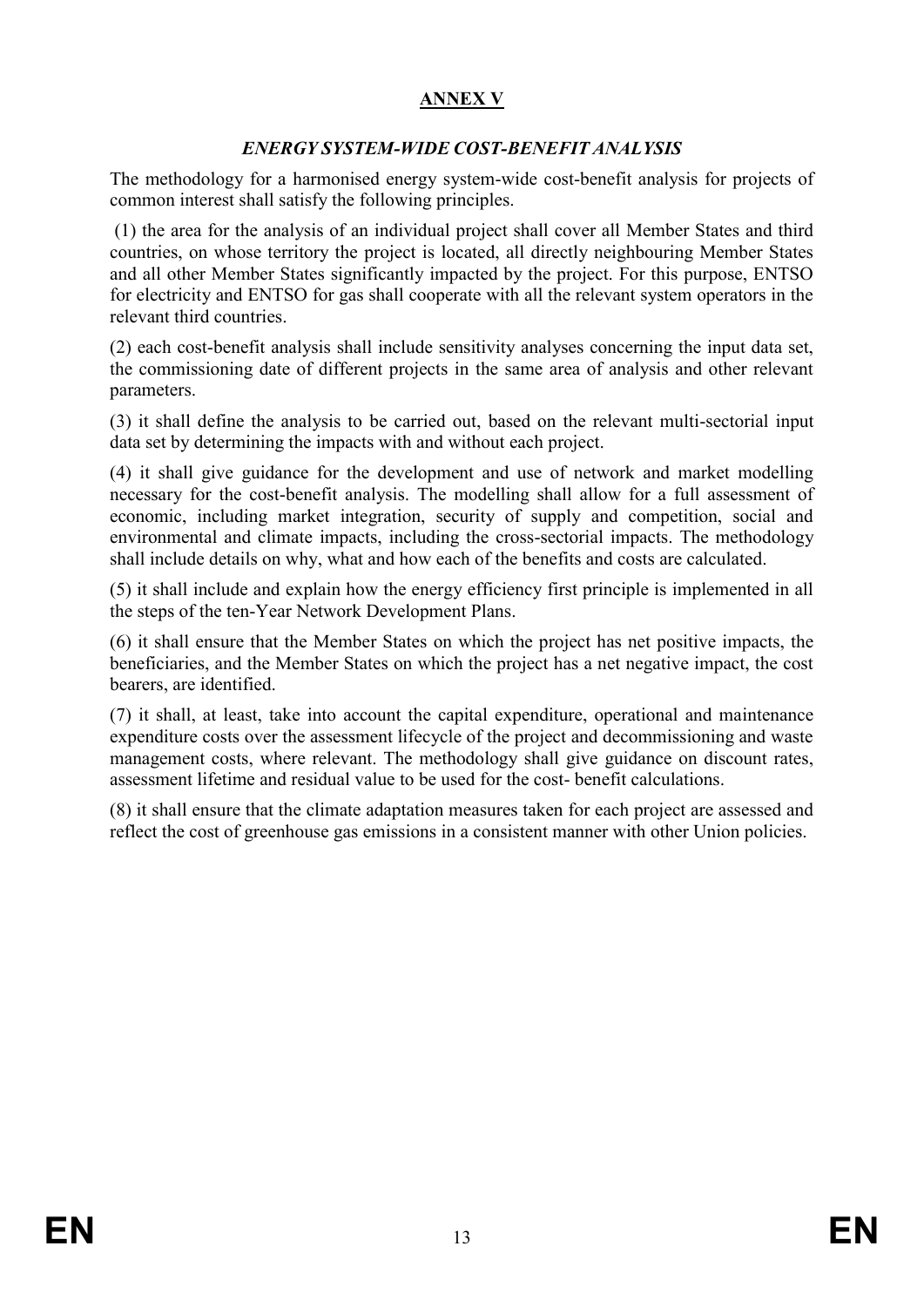## ANNEX V

### *ENERGY SYSTEM-WIDE COST-BENEFIT ANALYSIS*

The methodology for a harmonised energy system-wide cost-benefit analysis for projects of common interest shall satisfy the following principles.

(1) the area for the analysis of an individual project shall cover all Member States and third countries, on whose territory the project is located, all directly neighbouring Member States and all other Member States significantly impacted by the project. For this purpose, ENTSO for electricity and ENTSO for gas shall cooperate with all the relevant system operators in the relevant third countries.

(2) each cost-benefit analysis shall include sensitivity analyses concerning the input data set, the commissioning date of different projects in the same area of analysis and other relevant parameters.

(3) it shall define the analysis to be carried out, based on the relevant multi-sectorial input data set by determining the impacts with and without each project.

(4) it shall give guidance for the development and use of network and market modelling necessary for the cost-benefit analysis. The modelling shall allow for a full assessment of economic, including market integration, security of supply and competition, social and environmental and climate impacts, including the cross-sectorial impacts. The methodology shall include details on why, what and how each of the benefits and costs are calculated.

(5) it shall include and explain how the energy efficiency first principle is implemented in all the steps of the ten-Year Network Development Plans.

(6) it shall ensure that the Member States on which the project has net positive impacts, the beneficiaries, and the Member States on which the project has a net negative impact, the cost bearers, are identified.

(7) it shall, at least, take into account the capital expenditure, operational and maintenance expenditure costs over the assessment lifecycle of the project and decommissioning and waste management costs, where relevant. The methodology shall give guidance on discount rates, assessment lifetime and residual value to be used for the cost- benefit calculations.

(8) it shall ensure that the climate adaptation measures taken for each project are assessed and reflect the cost of greenhouse gas emissions in a consistent manner with other Union policies.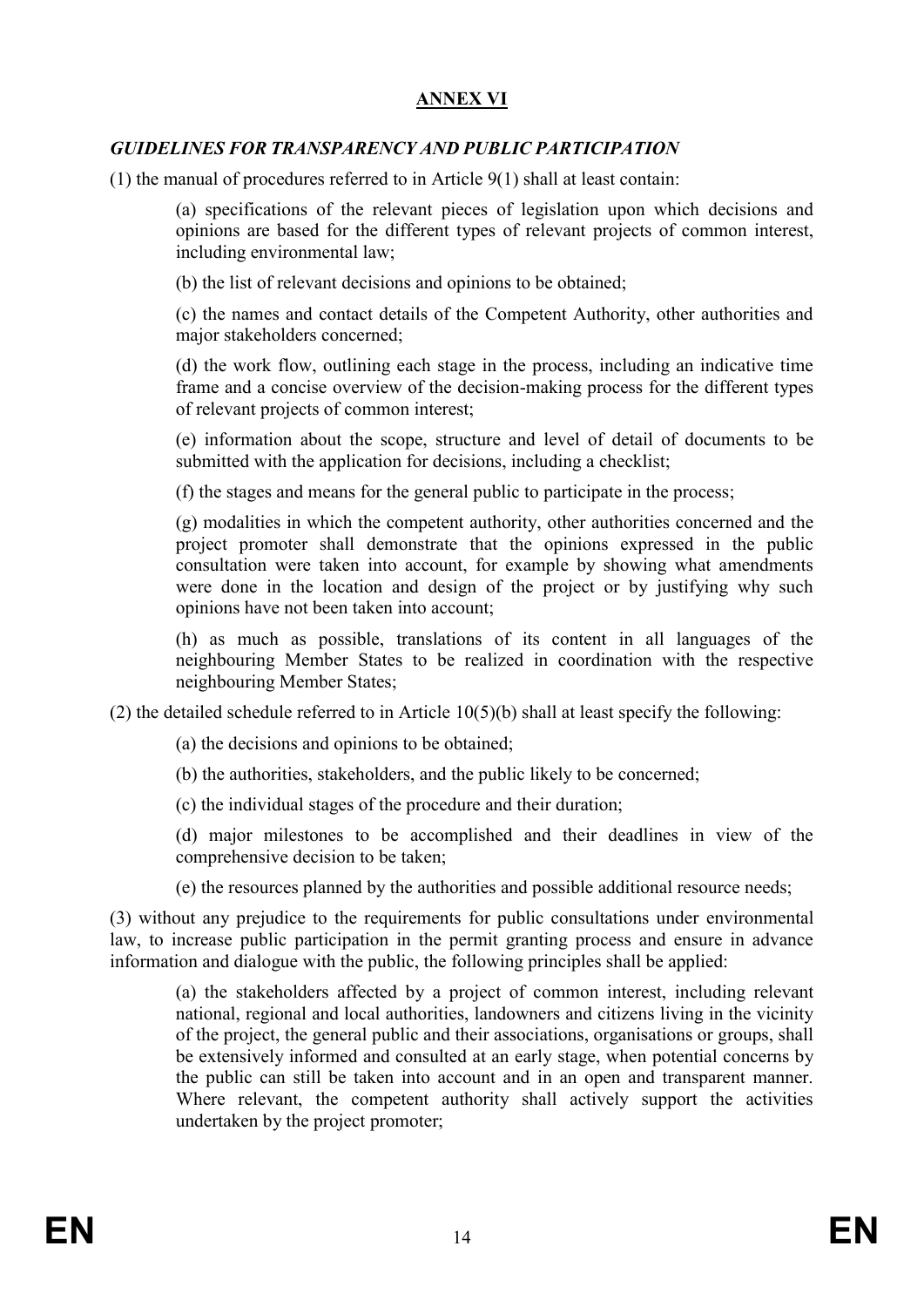## ANNEX VI

### *GUIDELINES FOR TRANSPARENCY AND PUBLIC PARTICIPATION*

(1) the manual of procedures referred to in Article 9(1) shall at least contain:

(a) specifications of the relevant pieces of legislation upon which decisions and opinions are based for the different types of relevant projects of common interest, including environmental law;

(b) the list of relevant decisions and opinions to be obtained;

(c) the names and contact details of the Competent Authority, other authorities and major stakeholders concerned;

(d) the work flow, outlining each stage in the process, including an indicative time frame and a concise overview of the decision-making process for the different types of relevant projects of common interest;

(e) information about the scope, structure and level of detail of documents to be submitted with the application for decisions, including a checklist;

(f) the stages and means for the general public to participate in the process;

(g) modalities in which the competent authority, other authorities concerned and the project promoter shall demonstrate that the opinions expressed in the public consultation were taken into account, for example by showing what amendments were done in the location and design of the project or by justifying why such opinions have not been taken into account;

(h) as much as possible, translations of its content in all languages of the neighbouring Member States to be realized in coordination with the respective neighbouring Member States;

(2) the detailed schedule referred to in Article 10(5)(b) shall at least specify the following:

(a) the decisions and opinions to be obtained;

(b) the authorities, stakeholders, and the public likely to be concerned;

(c) the individual stages of the procedure and their duration;

(d) major milestones to be accomplished and their deadlines in view of the comprehensive decision to be taken;

(e) the resources planned by the authorities and possible additional resource needs;

(3) without any prejudice to the requirements for public consultations under environmental law, to increase public participation in the permit granting process and ensure in advance information and dialogue with the public, the following principles shall be applied:

(a) the stakeholders affected by a project of common interest, including relevant national, regional and local authorities, landowners and citizens living in the vicinity of the project, the general public and their associations, organisations or groups, shall be extensively informed and consulted at an early stage, when potential concerns by the public can still be taken into account and in an open and transparent manner. Where relevant, the competent authority shall actively support the activities undertaken by the project promoter;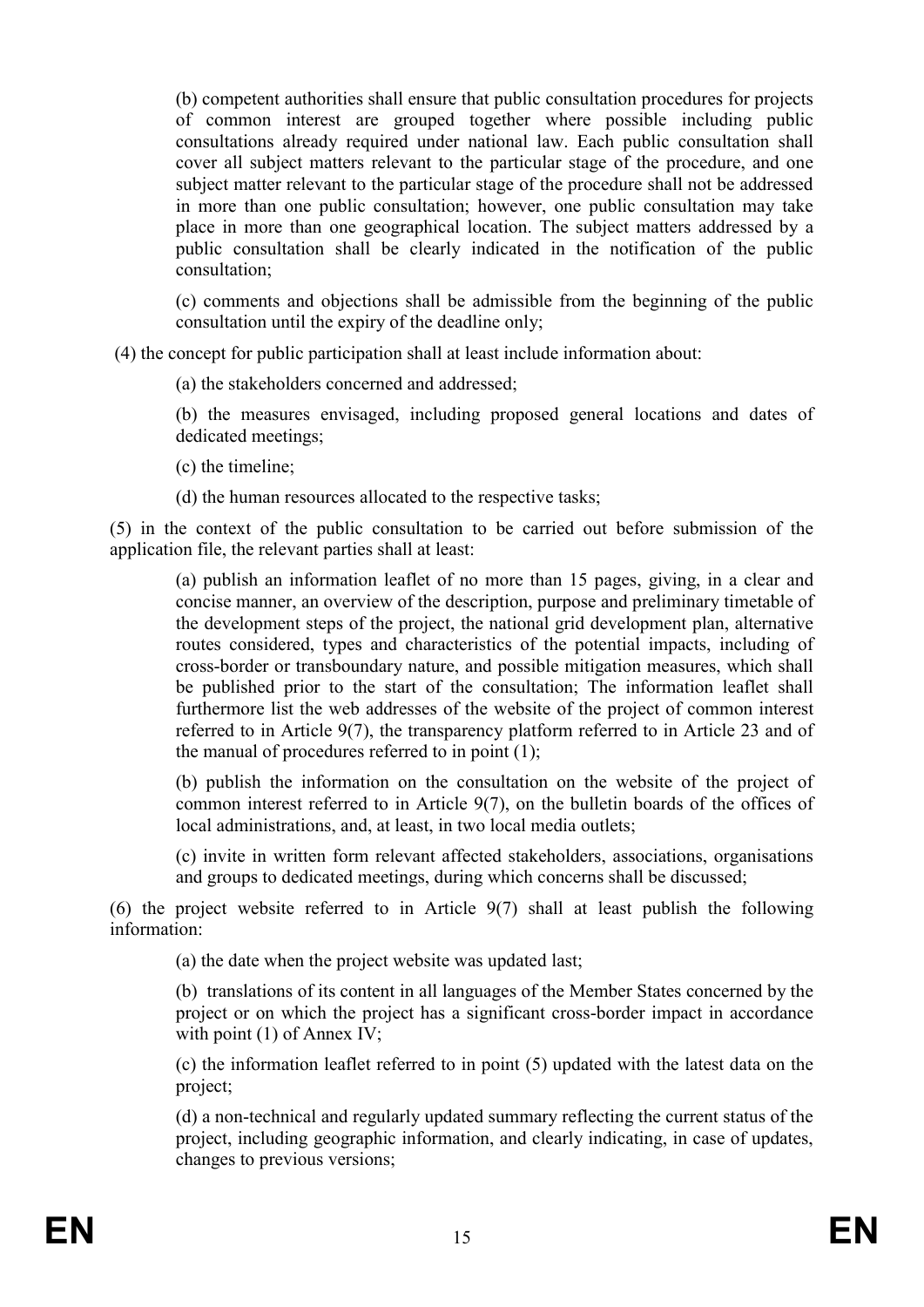(b) competent authorities shall ensure that public consultation procedures for projects of common interest are grouped together where possible including public consultations already required under national law. Each public consultation shall cover all subject matters relevant to the particular stage of the procedure, and one subject matter relevant to the particular stage of the procedure shall not be addressed in more than one public consultation; however, one public consultation may take place in more than one geographical location. The subject matters addressed by a public consultation shall be clearly indicated in the notification of the public consultation;

(c) comments and objections shall be admissible from the beginning of the public consultation until the expiry of the deadline only;

(4) the concept for public participation shall at least include information about:

(a) the stakeholders concerned and addressed;

(b) the measures envisaged, including proposed general locations and dates of dedicated meetings;

(c) the timeline;

(d) the human resources allocated to the respective tasks;

(5) in the context of the public consultation to be carried out before submission of the application file, the relevant parties shall at least:

(a) publish an information leaflet of no more than 15 pages, giving, in a clear and concise manner, an overview of the description, purpose and preliminary timetable of the development steps of the project, the national grid development plan, alternative routes considered, types and characteristics of the potential impacts, including of cross-border or transboundary nature, and possible mitigation measures, which shall be published prior to the start of the consultation; The information leaflet shall furthermore list the web addresses of the website of the project of common interest referred to in Article 9(7), the transparency platform referred to in Article 23 and of the manual of procedures referred to in point (1);

(b) publish the information on the consultation on the website of the project of common interest referred to in Article 9(7), on the bulletin boards of the offices of local administrations, and, at least, in two local media outlets;

(c) invite in written form relevant affected stakeholders, associations, organisations and groups to dedicated meetings, during which concerns shall be discussed;

(6) the project website referred to in Article 9(7) shall at least publish the following information:

(a) the date when the project website was updated last;

(b) translations of its content in all languages of the Member States concerned by the project or on which the project has a significant cross-border impact in accordance with point (1) of Annex IV;

(c) the information leaflet referred to in point (5) updated with the latest data on the project;

(d) a non-technical and regularly updated summary reflecting the current status of the project, including geographic information, and clearly indicating, in case of updates, changes to previous versions;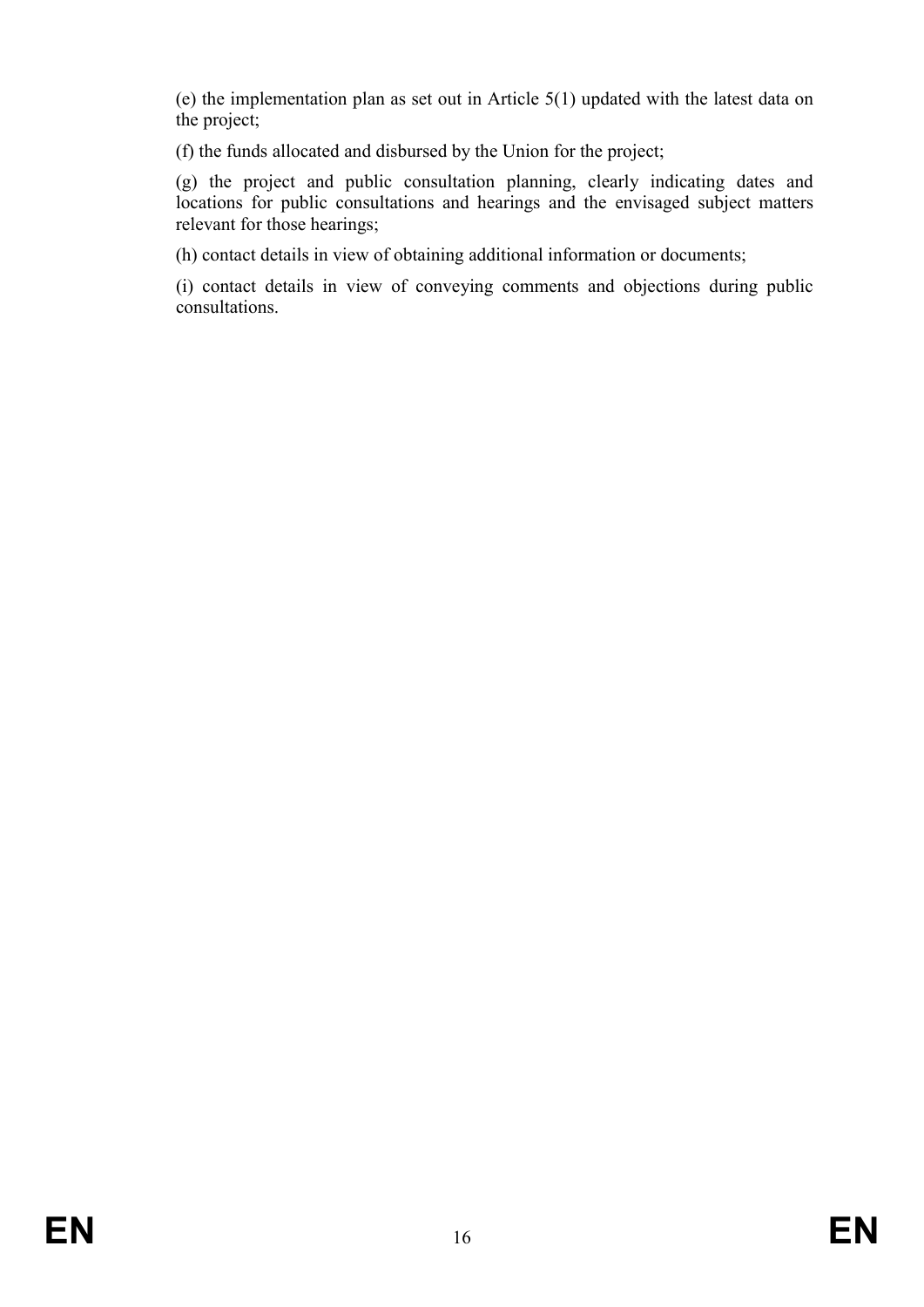(e) the implementation plan as set out in Article 5(1) updated with the latest data on the project;

(f) the funds allocated and disbursed by the Union for the project;

(g) the project and public consultation planning, clearly indicating dates and locations for public consultations and hearings and the envisaged subject matters relevant for those hearings;

(h) contact details in view of obtaining additional information or documents;

(i) contact details in view of conveying comments and objections during public consultations.